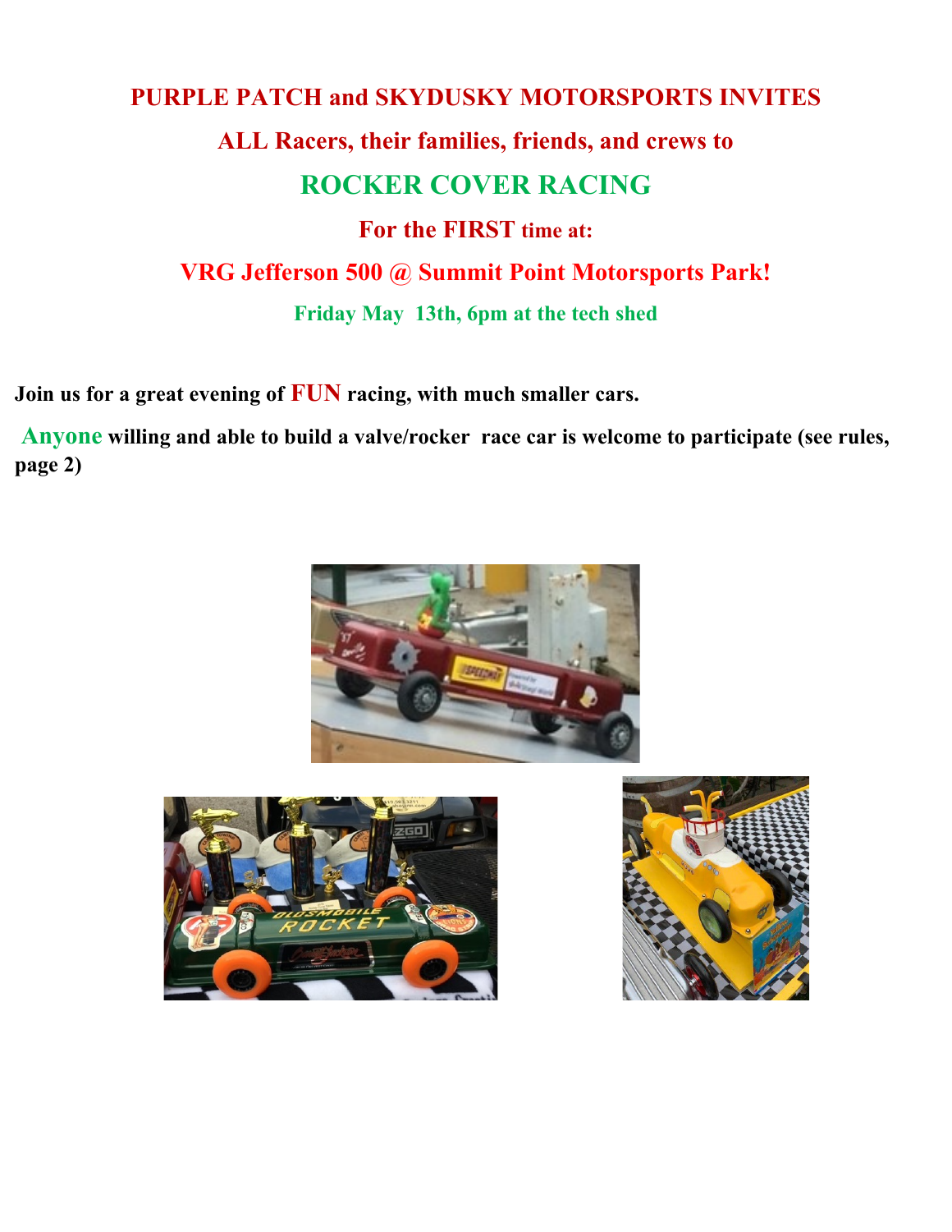**PURPLE PATCH and SKYDUSKY MOTORSPORTS INVITES**

**ALL Racers, their families, friends, and crews to**

# ROCKER COVER RACING

**For the FIRST time at:**

## VRG Jefferson 500 @ Summit Point Motorsports Park!

**Friday May 13th, 6pm at the tech shed**

**Join us for a great evening of FUN racing, with much smaller cars.**

**Anyone willing and able to build a valve/rocker race car is welcome to participate (see rules, page 2)**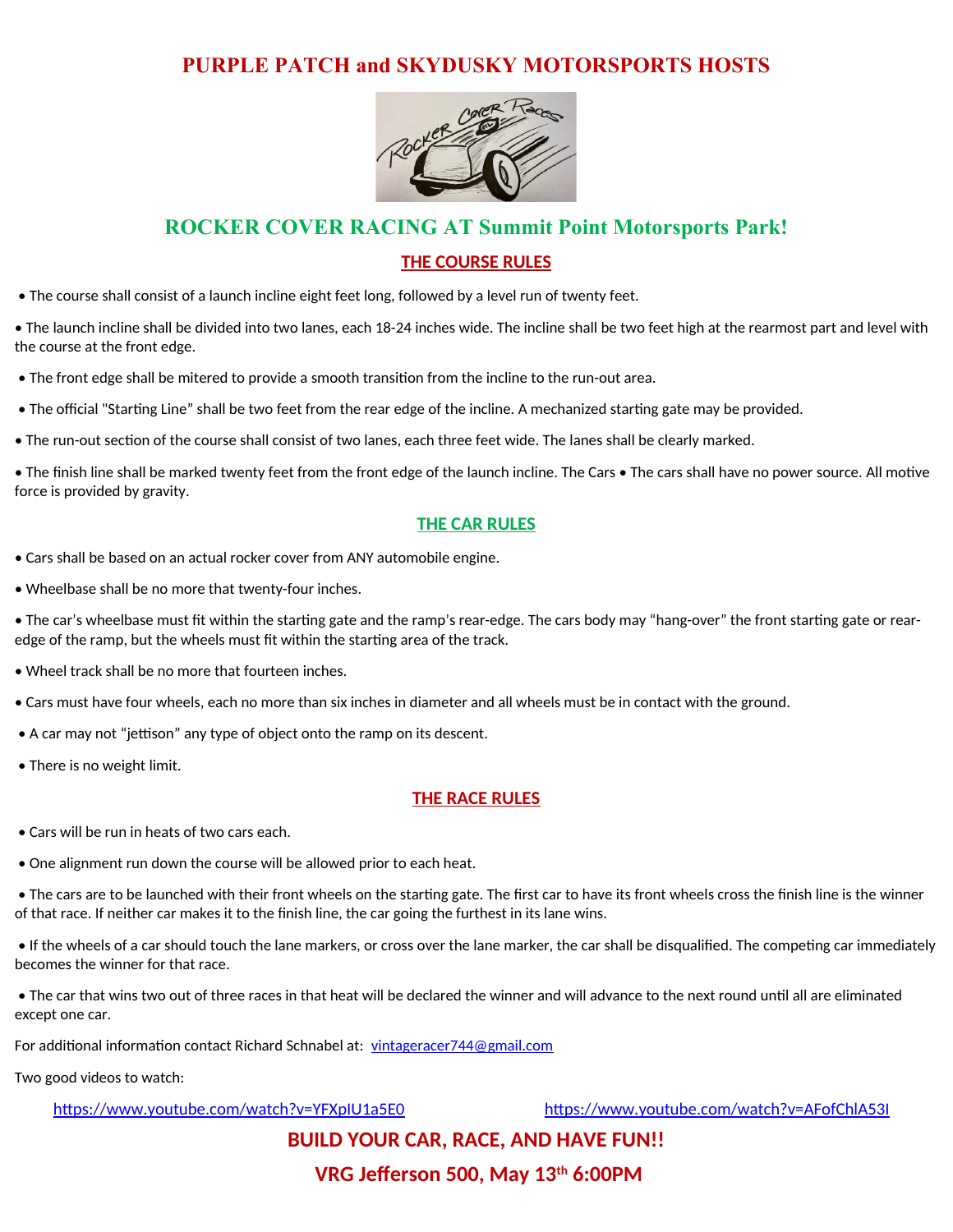# PURPLE PATCH and SKYDUSKY MOTORSPORTS HOSTS

## ROCKER COVER RACING AT Summit Point Motorsports Park!

### THE COURSE RULES

- The course shall consist of a launch incline eight feet long, followed by a level run of twenty feet.
- The launch incline shall be divided into two lanes, each 18-24 inches wide. The incline shall be two feet high at the rearmost part and level with the course at the front edge.
- The front edge shall be mitered to provide a smooth transition from the incline to the run-out area.
- The official "Starting Line" shall be two feet from the rear edge of the incline. A mechanized starting gate may be provided.
- The run-out section of the course shall consist of two lanes, each three feet wide. The lanes shall be clearly marked.
- The finish line shall be marked twenty feet from the front edge of the launch incline. The Cars • The cars shall have no power source. All motive force is provided by gravity.

### THE CAR RULES

- Cars shall be based on an actual rocker cover from ANY automobile engine.
- Wheelbase shall be no more that twenty-four inches.
- The car's wheelbase must fit within the starting gate and the ramp's rear-edge. The cars body may "hang-over" the front starting gate or rear-edge of the ramp, but the wheels must fit within the starting area of the track.
- Wheel track shall be no more that fourteen inches.
- Cars must have four wheels, each no more than six inches in diameter and all wheels must be in contact with the ground.
- A car may not "jettison" any type of object onto the ramp on its descent.
- There is no weight limit.

### THE RACE RULES

- Cars will be run in heats of two cars each.
- One alignment run down the course will be allowed prior to each heat.
- The cars are to be launched with their front wheels on the starting gate. The first car to have its front wheels cross the finish line is the winner of that race. If neither car makes it to the finish line, the car going the furthest in its lane wins.
- If the wheels of a car should touch the lane markers, or cross over the lane marker, the car shall be disqualified. The competing car immediately becomes the winner for that race.
- The car that wins two out of three races in that heat will be declared the winner and will advance to the next round until all are eliminated except one car.

For additional information contact Richard Schnabel at: vintageracer744@gmail.com

Two good videos to watch:

https://www.youtube.com/watch?v=YFXpIU1a5E0 https://www.youtube.com/watch?v=AFofChlA53I

**BUILD YOUR CAR, RACE, AND HAVE FUN!!**

**VRG Jefferson 500, May 13th 6:00PM**